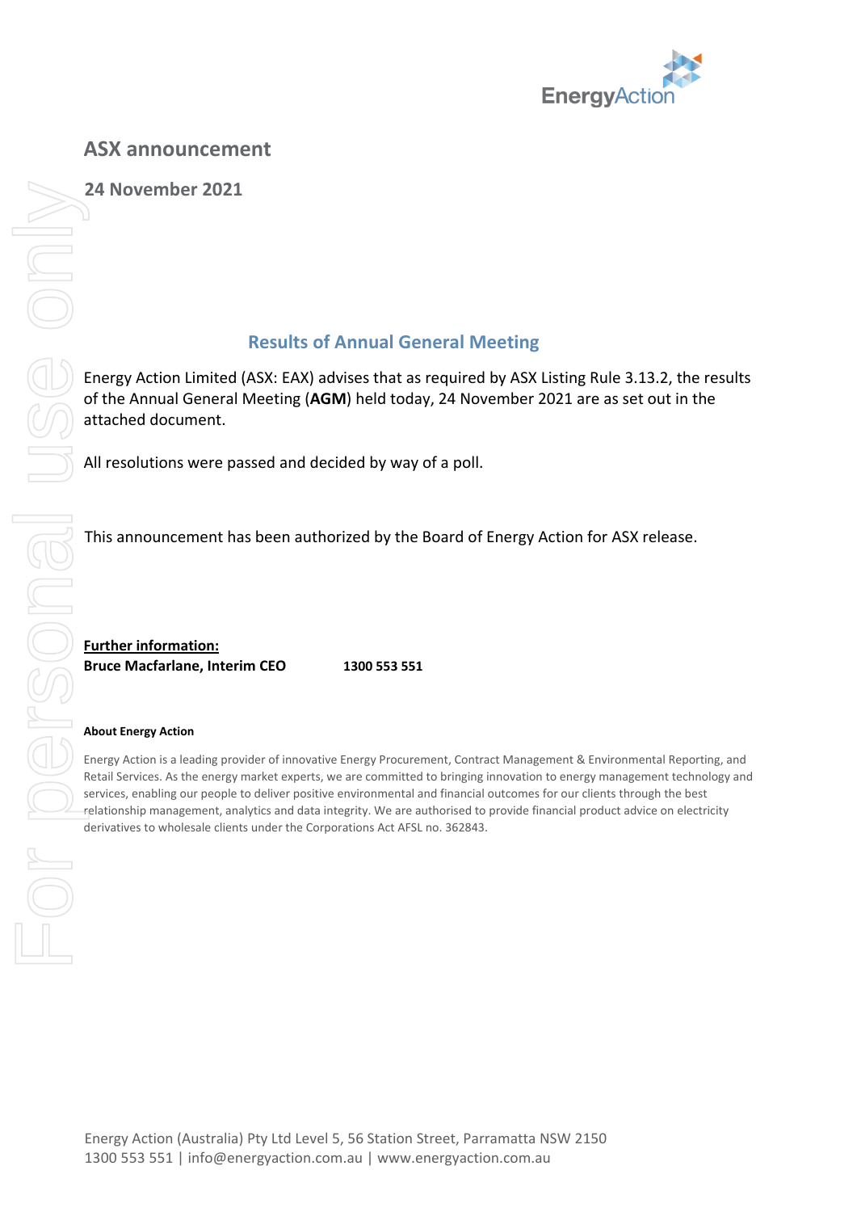## ASX announcement

**24 November 2021**

### Results of Annual General Meeting

Energy Action Limited (ASX: EAX) advises that as required by ASX Listing Rule 3.13.2, the results of the Annual General Meeting (**AGM**) held today, 24 November 2021 are as set out in the attached document.

All resolutions were passed and decided by way of a poll.

This announcement has been authorized by the Board of Energy Action for ASX release.

**Further information:**

**Bruce Macfarlane, Interim CEO** **1300 553 551**

**About Energy Action**

Energy Action is a leading provider of innovative Energy Procurement, Contract Management & Environmental Reporting, and Retail Services. As the energy market experts, we are committed to bringing innovation to energy management technology and services, enabling our people to deliver positive environmental and financial outcomes for our clients through the best relationship management, analytics and data integrity. We are authorised to provide financial product advice on electricity derivatives to wholesale clients under the Corporations Act AFSL no. 362843.

Energy Action (Australia) Pty Ltd Level 5, 56 Station Street, Parramatta NSW 2150
1300 553 551 | info@energyaction.com.au | www.energyaction.com.au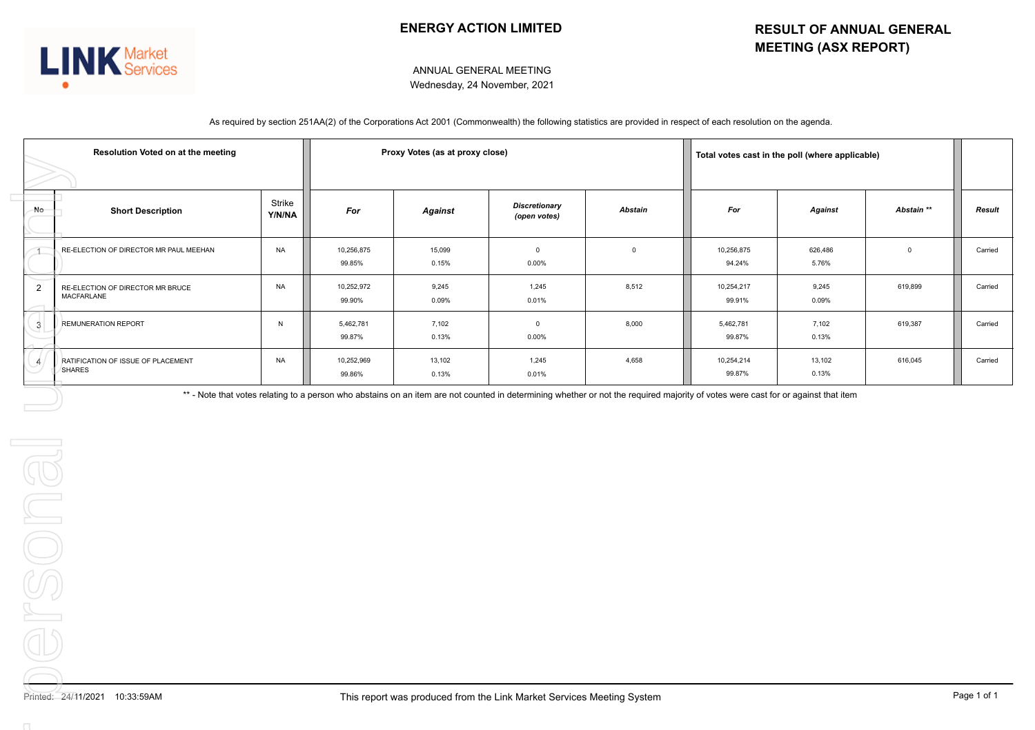# ENERGY ACTION LIMITED

## RESULT OF ANNUAL GENERAL MEETING (ASX REPORT)

ANNUAL GENERAL MEETING
Wednesday, 24 November, 2021

As required by section 251AA(2) of the Corporations Act 2001 (Commonwealth) the following statistics are provided in respect of each resolution on the agenda.

| Resolution Voted on at the meeting | | | Proxy Votes (as at proxy close) | | | | Total votes cast in the poll (where applicable) | | | |
|---|---|---|---|---|---|---|---|---|---|---|
| **No** | **Short Description** | **Strike Y/N/NA** | ***For*** | ***Against*** | ***Discretionary (open votes)*** | ***Abstain*** | ***For*** | ***Against*** | ***Abstain \*\**** | ***Result*** |
| 1 | RE-ELECTION OF DIRECTOR MR PAUL MEEHAN | NA | 10,256,875 99.85% | 15,099 0.15% | 0 0.00% | 0 | 10,256,875 94.24% | 626,486 5.76% | 0 | Carried |
| 2 | RE-ELECTION OF DIRECTOR MR BRUCE MACFARLANE | NA | 10,252,972 99.90% | 9,245 0.09% | 1,245 0.01% | 8,512 | 10,254,217 99.91% | 9,245 0.09% | 619,899 | Carried |
| 3 | REMUNERATION REPORT | N | 5,462,781 99.87% | 7,102 0.13% | 0 0.00% | 8,000 | 5,462,781 99.87% | 7,102 0.13% | 619,387 | Carried |
| 4 | RATIFICATION OF ISSUE OF PLACEMENT SHARES | NA | 10,252,969 99.86% | 13,102 0.13% | 1,245 0.01% | 4,658 | 10,254,214 99.87% | 13,102 0.13% | 616,045 | Carried |

** - Note that votes relating to a person who abstains on an item are not counted in determining whether or not the required majority of votes were cast for or against that item

Printed: 24/11/2021 10:33:59AM

This report was produced from the Link Market Services Meeting System